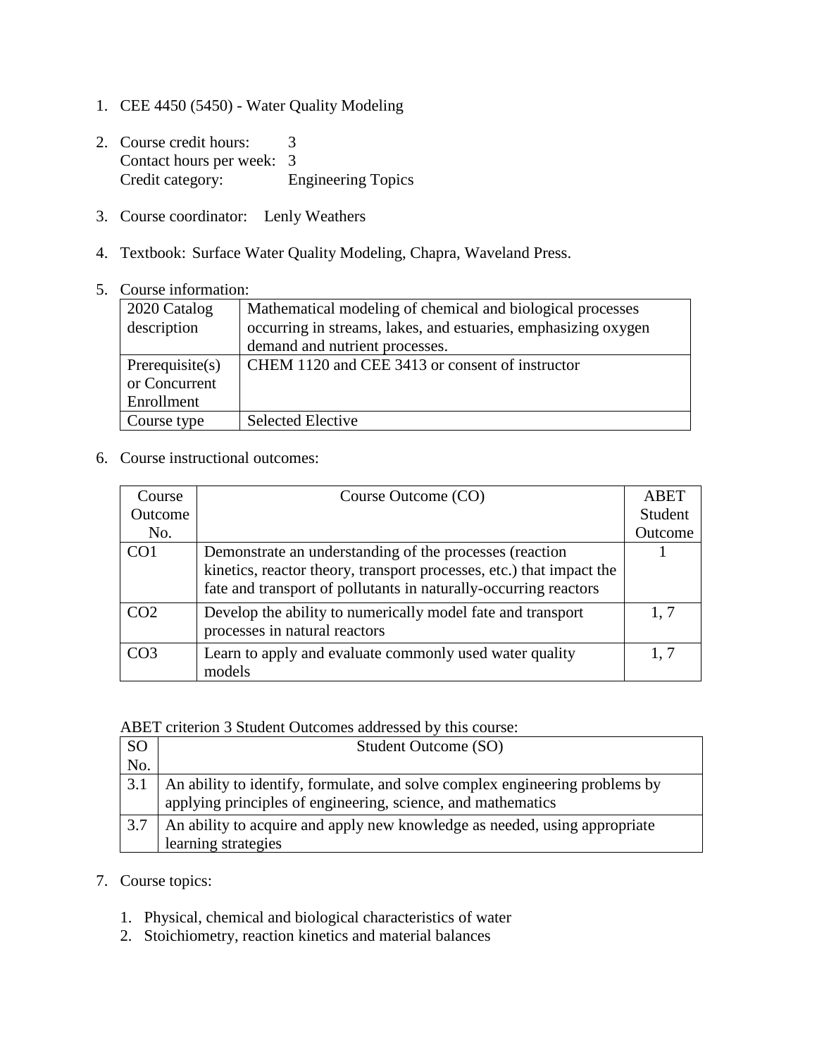1. CEE 4450 (5450) - Water Quality Modeling

2. Course credit hours: 3
   Contact hours per week: 3
   Credit category: Engineering Topics

3. Course coordinator: Lenly Weathers

4. Textbook: Surface Water Quality Modeling, Chapra, Waveland Press.

5. Course information:

| | |
|---|---|
| 2020 Catalog description | Mathematical modeling of chemical and biological processes occurring in streams, lakes, and estuaries, emphasizing oxygen demand and nutrient processes. |
| Prerequisite(s) or Concurrent Enrollment | CHEM 1120 and CEE 3413 or consent of instructor |
| Course type | Selected Elective |

6. Course instructional outcomes:

| Course Outcome No. | Course Outcome (CO) | ABET Student Outcome |
|---|---|---|
| CO1 | Demonstrate an understanding of the processes (reaction kinetics, reactor theory, transport processes, etc.) that impact the fate and transport of pollutants in naturally-occurring reactors | 1 |
| CO2 | Develop the ability to numerically model fate and transport processes in natural reactors | 1, 7 |
| CO3 | Learn to apply and evaluate commonly used water quality models | 1, 7 |

ABET criterion 3 Student Outcomes addressed by this course:

| SO No. | Student Outcome (SO) |
|---|---|
| 3.1 | An ability to identify, formulate, and solve complex engineering problems by applying principles of engineering, science, and mathematics |
| 3.7 | An ability to acquire and apply new knowledge as needed, using appropriate learning strategies |

7. Course topics:

   1. Physical, chemical and biological characteristics of water
   2. Stoichiometry, reaction kinetics and material balances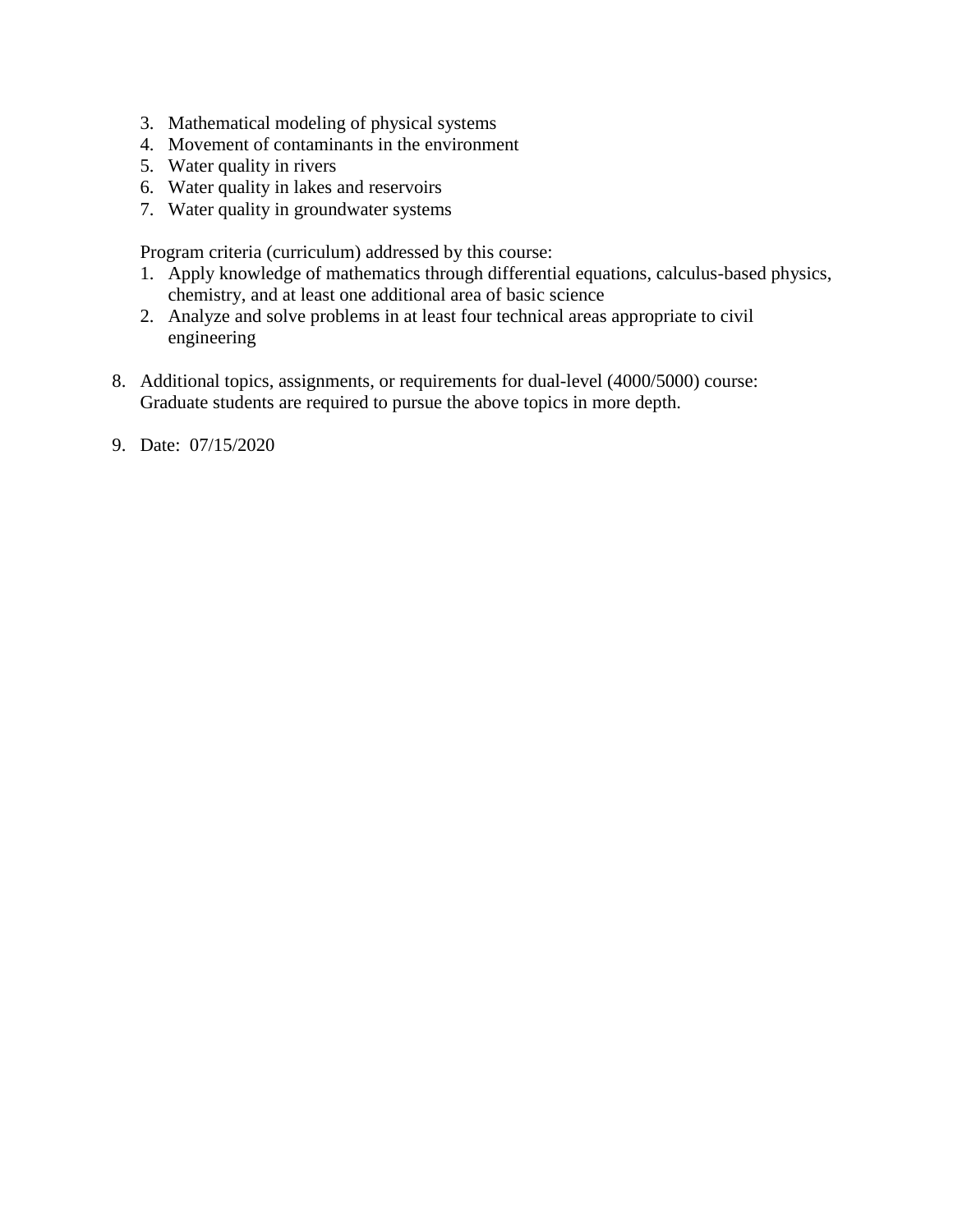3. Mathematical modeling of physical systems
4. Movement of contaminants in the environment
5. Water quality in rivers
6. Water quality in lakes and reservoirs
7. Water quality in groundwater systems

   Program criteria (curriculum) addressed by this course:

   1. Apply knowledge of mathematics through differential equations, calculus-based physics, chemistry, and at least one additional area of basic science
   2. Analyze and solve problems in at least four technical areas appropriate to civil engineering

8. Additional topics, assignments, or requirements for dual-level (4000/5000) course: Graduate students are required to pursue the above topics in more depth.

9. Date: 07/15/2020